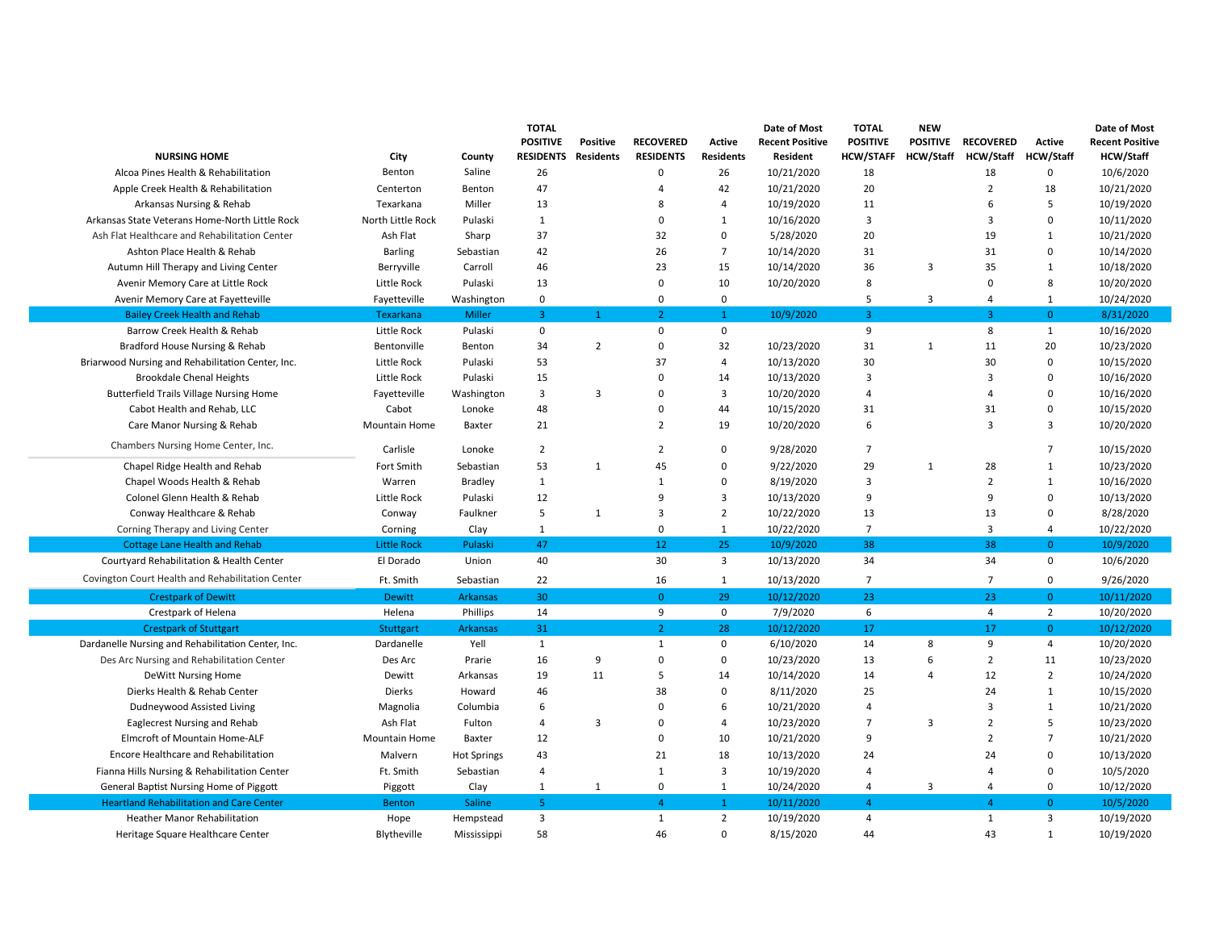| NURSING HOME | City | County | TOTAL POSITIVE RESIDENTS | Positive Residents | RECOVERED RESIDENTS | Active Residents | Date of Most Recent Positive Resident | TOTAL POSITIVE HCW/STAFF | NEW POSITIVE HCW/Staff | RECOVERED HCW/Staff | Active HCW/Staff | Date of Most Recent Positive HCW/Staff |
|---|---|---|---|---|---|---|---|---|---|---|---|---|
| Alcoa Pines Health & Rehabilitation | Benton | Saline | 26 | | 0 | 26 | 10/21/2020 | 18 | | 18 | 0 | 10/6/2020 |
| Apple Creek Health & Rehabilitation | Centerton | Benton | 47 | | 4 | 42 | 10/21/2020 | 20 | | 2 | 18 | 10/21/2020 |
| Arkansas Nursing & Rehab | Texarkana | Miller | 13 | | 8 | 4 | 10/19/2020 | 11 | | 6 | 5 | 10/19/2020 |
| Arkansas State Veterans Home-North Little Rock | North Little Rock | Pulaski | 1 | | 0 | 1 | 10/16/2020 | 3 | | 3 | 0 | 10/11/2020 |
| Ash Flat Healthcare and Rehabilitation Center | Ash Flat | Sharp | 37 | | 32 | 0 | 5/28/2020 | 20 | | 19 | 1 | 10/21/2020 |
| Ashton Place Health & Rehab | Barling | Sebastian | 42 | | 26 | 7 | 10/14/2020 | 31 | | 31 | 0 | 10/14/2020 |
| Autumn Hill Therapy and Living Center | Berryville | Carroll | 46 | | 23 | 15 | 10/14/2020 | 36 | 3 | 35 | 1 | 10/18/2020 |
| Avenir Memory Care at Little Rock | Little Rock | Pulaski | 13 | | 0 | 10 | 10/20/2020 | 8 | | 0 | 8 | 10/20/2020 |
| Avenir Memory Care at Fayetteville | Fayetteville | Washington | 0 | | 0 | 0 | | 5 | 3 | 4 | 1 | 10/24/2020 |
| Bailey Creek Health and Rehab | Texarkana | Miller | 3 | 1 | 2 | 1 | 10/9/2020 | 3 | | 3 | 0 | 8/31/2020 |
| Barrow Creek Health & Rehab | Little Rock | Pulaski | 0 | | 0 | 0 | | 9 | | 8 | 1 | 10/16/2020 |
| Bradford House Nursing & Rehab | Bentonville | Benton | 34 | 2 | 0 | 32 | 10/23/2020 | 31 | 1 | 11 | 20 | 10/23/2020 |
| Briarwood Nursing and Rehabilitation Center, Inc. | Little Rock | Pulaski | 53 | | 37 | 4 | 10/13/2020 | 30 | | 30 | 0 | 10/15/2020 |
| Brookdale Chenal Heights | Little Rock | Pulaski | 15 | | 0 | 14 | 10/13/2020 | 3 | | 3 | 0 | 10/16/2020 |
| Butterfield Trails Village Nursing Home | Fayetteville | Washington | 3 | 3 | 0 | 3 | 10/20/2020 | 4 | | 4 | 0 | 10/16/2020 |
| Cabot Health and Rehab, LLC | Cabot | Lonoke | 48 | | 0 | 44 | 10/15/2020 | 31 | | 31 | 0 | 10/15/2020 |
| Care Manor Nursing & Rehab | Mountain Home | Baxter | 21 | | 2 | 19 | 10/20/2020 | 6 | | 3 | 3 | 10/20/2020 |
| Chambers Nursing Home Center, Inc. | Carlisle | Lonoke | 2 | | 2 | 0 | 9/28/2020 | 7 | | | 7 | 10/15/2020 |
| Chapel Ridge Health and Rehab | Fort Smith | Sebastian | 53 | 1 | 45 | 0 | 9/22/2020 | 29 | 1 | 28 | 1 | 10/23/2020 |
| Chapel Woods Health & Rehab | Warren | Bradley | 1 | | 1 | 0 | 8/19/2020 | 3 | | 2 | 1 | 10/16/2020 |
| Colonel Glenn Health & Rehab | Little Rock | Pulaski | 12 | | 9 | 3 | 10/13/2020 | 9 | | 9 | 0 | 10/13/2020 |
| Conway Healthcare & Rehab | Conway | Faulkner | 5 | 1 | 3 | 2 | 10/22/2020 | 13 | | 13 | 0 | 8/28/2020 |
| Corning Therapy and Living Center | Corning | Clay | 1 | | 0 | 1 | 10/22/2020 | 7 | | 3 | 4 | 10/22/2020 |
| Cottage Lane Health and Rehab | Little Rock | Pulaski | 47 | | 12 | 25 | 10/9/2020 | 38 | | 38 | 0 | 10/9/2020 |
| Courtyard Rehabilitation & Health Center | El Dorado | Union | 40 | | 30 | 3 | 10/13/2020 | 34 | | 34 | 0 | 10/6/2020 |
| Covington Court Health and Rehabilitation Center | Ft. Smith | Sebastian | 22 | | 16 | 1 | 10/13/2020 | 7 | | 7 | 0 | 9/26/2020 |
| Crestpark of Dewitt | Dewitt | Arkansas | 30 | | 0 | 29 | 10/12/2020 | 23 | | 23 | 0 | 10/11/2020 |
| Crestpark of Helena | Helena | Phillips | 14 | | 9 | 0 | 7/9/2020 | 6 | | 4 | 2 | 10/20/2020 |
| Crestpark of Stuttgart | Stuttgart | Arkansas | 31 | | 2 | 28 | 10/12/2020 | 17 | | 17 | 0 | 10/12/2020 |
| Dardanelle Nursing and Rehabilitation Center, Inc. | Dardanelle | Yell | 1 | | 1 | 0 | 6/10/2020 | 14 | 8 | 9 | 4 | 10/20/2020 |
| Des Arc Nursing and Rehabilitation Center | Des Arc | Prarie | 16 | 9 | 0 | 0 | 10/23/2020 | 13 | 6 | 2 | 11 | 10/23/2020 |
| DeWitt Nursing Home | Dewitt | Arkansas | 19 | 11 | 5 | 14 | 10/14/2020 | 14 | 4 | 12 | 2 | 10/24/2020 |
| Dierks Health & Rehab Center | Dierks | Howard | 46 | | 38 | 0 | 8/11/2020 | 25 | | 24 | 1 | 10/15/2020 |
| Dudneywood Assisted Living | Magnolia | Columbia | 6 | | 0 | 6 | 10/21/2020 | 4 | | 3 | 1 | 10/21/2020 |
| Eaglecrest Nursing and Rehab | Ash Flat | Fulton | 4 | 3 | 0 | 4 | 10/23/2020 | 7 | 3 | 2 | 5 | 10/23/2020 |
| Elmcroft of Mountain Home-ALF | Mountain Home | Baxter | 12 | | 0 | 10 | 10/21/2020 | 9 | | 2 | 7 | 10/21/2020 |
| Encore Healthcare and Rehabilitation | Malvern | Hot Springs | 43 | | 21 | 18 | 10/13/2020 | 24 | | 24 | 0 | 10/13/2020 |
| Fianna Hills Nursing & Rehabilitation Center | Ft. Smith | Sebastian | 4 | | 1 | 3 | 10/19/2020 | 4 | | 4 | 0 | 10/5/2020 |
| General Baptist Nursing Home of Piggott | Piggott | Clay | 1 | 1 | 0 | 1 | 10/24/2020 | 4 | 3 | 4 | 0 | 10/12/2020 |
| Heartland Rehabilitation and Care Center | Benton | Saline | 5 | | 4 | 1 | 10/11/2020 | 4 | | 4 | 0 | 10/5/2020 |
| Heather Manor Rehabilitation | Hope | Hempstead | 3 | | 1 | 2 | 10/19/2020 | 4 | | 1 | 3 | 10/19/2020 |
| Heritage Square Healthcare Center | Blytheville | Mississippi | 58 | | 46 | 0 | 8/15/2020 | 44 | | 43 | 1 | 10/19/2020 |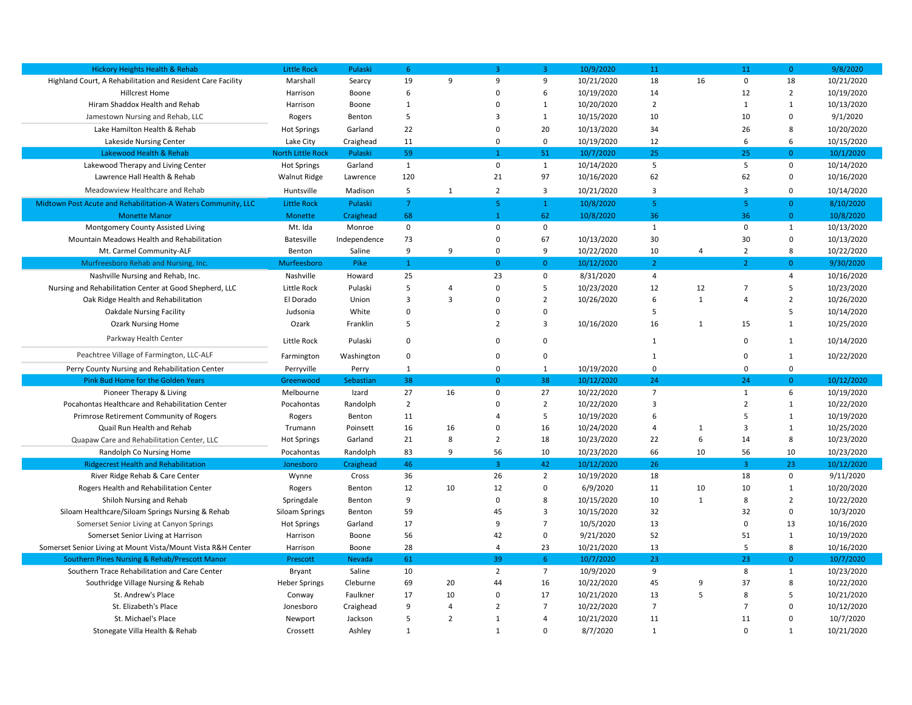| | | | | | | | | | | | | |
|---|---|---|---|---|---|---|---|---|---|---|---|---|
| Hickory Heights Health & Rehab | Little Rock | Pulaski | 6 | | 3 | 3 | 10/9/2020 | 11 | | 11 | 0 | 9/8/2020 |
| Highland Court, A Rehabilitation and Resident Care Facility | Marshall | Searcy | 19 | 9 | 9 | 9 | 10/21/2020 | 18 | 16 | 0 | 18 | 10/21/2020 |
| Hillcrest Home | Harrison | Boone | 6 | | 0 | 6 | 10/19/2020 | 14 | | 12 | 2 | 10/19/2020 |
| Hiram Shaddox Health and Rehab | Harrison | Boone | 1 | | 0 | 1 | 10/20/2020 | 2 | | 1 | 1 | 10/13/2020 |
| Jamestown Nursing and Rehab, LLC | Rogers | Benton | 5 | | 3 | 1 | 10/15/2020 | 10 | | 10 | 0 | 9/1/2020 |
| Lake Hamilton Health & Rehab | Hot Springs | Garland | 22 | | 0 | 20 | 10/13/2020 | 34 | | 26 | 8 | 10/20/2020 |
| Lakeside Nursing Center | Lake City | Craighead | 11 | | 0 | 0 | 10/19/2020 | 12 | | 6 | 6 | 10/15/2020 |
| Lakewood Health & Rehab | North Little Rock | Pulaski | 59 | | 1 | 51 | 10/7/2020 | 25 | | 25 | 0 | 10/1/2020 |
| Lakewood Therapy and Living Center | Hot Springs | Garland | 1 | | 0 | 1 | 10/14/2020 | 5 | | 5 | 0 | 10/14/2020 |
| Lawrence Hall Health & Rehab | Walnut Ridge | Lawrence | 120 | | 21 | 97 | 10/16/2020 | 62 | | 62 | 0 | 10/16/2020 |
| Meadowview Healthcare and Rehab | Huntsville | Madison | 5 | 1 | 2 | 3 | 10/21/2020 | 3 | | 3 | 0 | 10/14/2020 |
| Midtown Post Acute and Rehabilitation-A Waters Community, LLC | Little Rock | Pulaski | 7 | | 5 | 1 | 10/8/2020 | 5 | | 5 | 0 | 8/10/2020 |
| Monette Manor | Monette | Craighead | 68 | | 1 | 62 | 10/8/2020 | 36 | | 36 | 0 | 10/8/2020 |
| Montgomery County Assisted Living | Mt. Ida | Monroe | 0 | | 0 | 0 | | 1 | | 0 | 1 | 10/13/2020 |
| Mountain Meadows Health and Rehabilitation | Batesville | Independence | 73 | | 0 | 67 | 10/13/2020 | 30 | | 30 | 0 | 10/13/2020 |
| Mt. Carmel Community-ALF | Benton | Saline | 9 | 9 | 0 | 9 | 10/22/2020 | 10 | 4 | 2 | 8 | 10/22/2020 |
| Murfreesboro Rehab and Nursing, Inc. | Murfeesboro | Pike | 1 | | 0 | 0 | 10/12/2020 | 2 | | 2 | 0 | 9/30/2020 |
| Nashville Nursing and Rehab, Inc. | Nashville | Howard | 25 | | 23 | 0 | 8/31/2020 | 4 | | | 4 | 10/16/2020 |
| Nursing and Rehabilitation Center at Good Shepherd, LLC | Little Rock | Pulaski | 5 | 4 | 0 | 5 | 10/23/2020 | 12 | 12 | 7 | 5 | 10/23/2020 |
| Oak Ridge Health and Rehabilitation | El Dorado | Union | 3 | 3 | 0 | 2 | 10/26/2020 | 6 | 1 | 4 | 2 | 10/26/2020 |
| Oakdale Nursing Facility | Judsonia | White | 0 | | 0 | 0 | | 5 | | | 5 | 10/14/2020 |
| Ozark Nursing Home | Ozark | Franklin | 5 | | 2 | 3 | 10/16/2020 | 16 | 1 | 15 | 1 | 10/25/2020 |
| Parkway Health Center | Little Rock | Pulaski | 0 | | 0 | 0 | | 1 | | 0 | 1 | 10/14/2020 |
| Peachtree Village of Farmington, LLC-ALF | Farmington | Washington | 0 | | 0 | 0 | | 1 | | 0 | 1 | 10/22/2020 |
| Perry County Nursing and Rehabilitation Center | Perryville | Perry | 1 | | 0 | 1 | 10/19/2020 | 0 | | 0 | 0 | |
| Pink Bud Home for the Golden Years | Greenwood | Sebastian | 38 | | 0 | 38 | 10/12/2020 | 24 | | 24 | 0 | 10/12/2020 |
| Pioneer Therapy & Living | Melbourne | Izard | 27 | 16 | 0 | 27 | 10/22/2020 | 7 | | 1 | 6 | 10/19/2020 |
| Pocahontas Healthcare and Rehabilitation Center | Pocahontas | Randolph | 2 | | 0 | 2 | 10/22/2020 | 3 | | 2 | 1 | 10/22/2020 |
| Primrose Retirement Community of Rogers | Rogers | Benton | 11 | | 4 | 5 | 10/19/2020 | 6 | | 5 | 1 | 10/19/2020 |
| Quail Run Health and Rehab | Trumann | Poinsett | 16 | 16 | 0 | 16 | 10/24/2020 | 4 | 1 | 3 | 1 | 10/25/2020 |
| Quapaw Care and Rehabilitation Center, LLC | Hot Springs | Garland | 21 | 8 | 2 | 18 | 10/23/2020 | 22 | 6 | 14 | 8 | 10/23/2020 |
| Randolph Co Nursing Home | Pocahontas | Randolph | 83 | 9 | 56 | 10 | 10/23/2020 | 66 | 10 | 56 | 10 | 10/23/2020 |
| Ridgecrest Health and Rehabilitation | Jonesboro | Craighead | 46 | | 3 | 42 | 10/12/2020 | 26 | | 3 | 23 | 10/12/2020 |
| River Ridge Rehab & Care Center | Wynne | Cross | 36 | | 26 | 2 | 10/19/2020 | 18 | | 18 | 0 | 9/11/2020 |
| Rogers Health and Rehabilitation Center | Rogers | Benton | 12 | 10 | 12 | 0 | 6/9/2020 | 11 | 10 | 10 | 1 | 10/20/2020 |
| Shiloh Nursing and Rehab | Springdale | Benton | 9 | | 0 | 8 | 10/15/2020 | 10 | 1 | 8 | 2 | 10/22/2020 |
| Siloam Healthcare/Siloam Springs Nursing & Rehab | Siloam Springs | Benton | 59 | | 45 | 3 | 10/15/2020 | 32 | | 32 | 0 | 10/3/2020 |
| Somerset Senior Living at Canyon Springs | Hot Springs | Garland | 17 | | 9 | 7 | 10/5/2020 | 13 | | 0 | 13 | 10/16/2020 |
| Somerset Senior Living at Harrison | Harrison | Boone | 56 | | 42 | 0 | 9/21/2020 | 52 | | 51 | 1 | 10/19/2020 |
| Somerset Senior Living at Mount Vista/Mount Vista R&H Center | Harrison | Boone | 28 | | 4 | 23 | 10/21/2020 | 13 | | 5 | 8 | 10/16/2020 |
| Southern Pines Nursing & Rehab/Prescott Manor | Prescott | Nevada | 61 | | 39 | 6 | 10/7/2020 | 23 | | 23 | 0 | 10/7/2020 |
| Southern Trace Rehabilitation and Care Center | Bryant | Saline | 10 | | 2 | 7 | 10/9/2020 | 9 | | 8 | 1 | 10/23/2020 |
| Southridge Village Nursing & Rehab | Heber Springs | Cleburne | 69 | 20 | 44 | 16 | 10/22/2020 | 45 | 9 | 37 | 8 | 10/22/2020 |
| St. Andrew's Place | Conway | Faulkner | 17 | 10 | 0 | 17 | 10/21/2020 | 13 | 5 | 8 | 5 | 10/21/2020 |
| St. Elizabeth's Place | Jonesboro | Craighead | 9 | 4 | 2 | 7 | 10/22/2020 | 7 | | 7 | 0 | 10/12/2020 |
| St. Michael's Place | Newport | Jackson | 5 | 2 | 1 | 4 | 10/21/2020 | 11 | | 11 | 0 | 10/7/2020 |
| Stonegate Villa Health & Rehab | Crossett | Ashley | 1 | | 1 | 0 | 8/7/2020 | 1 | | 0 | 1 | 10/21/2020 |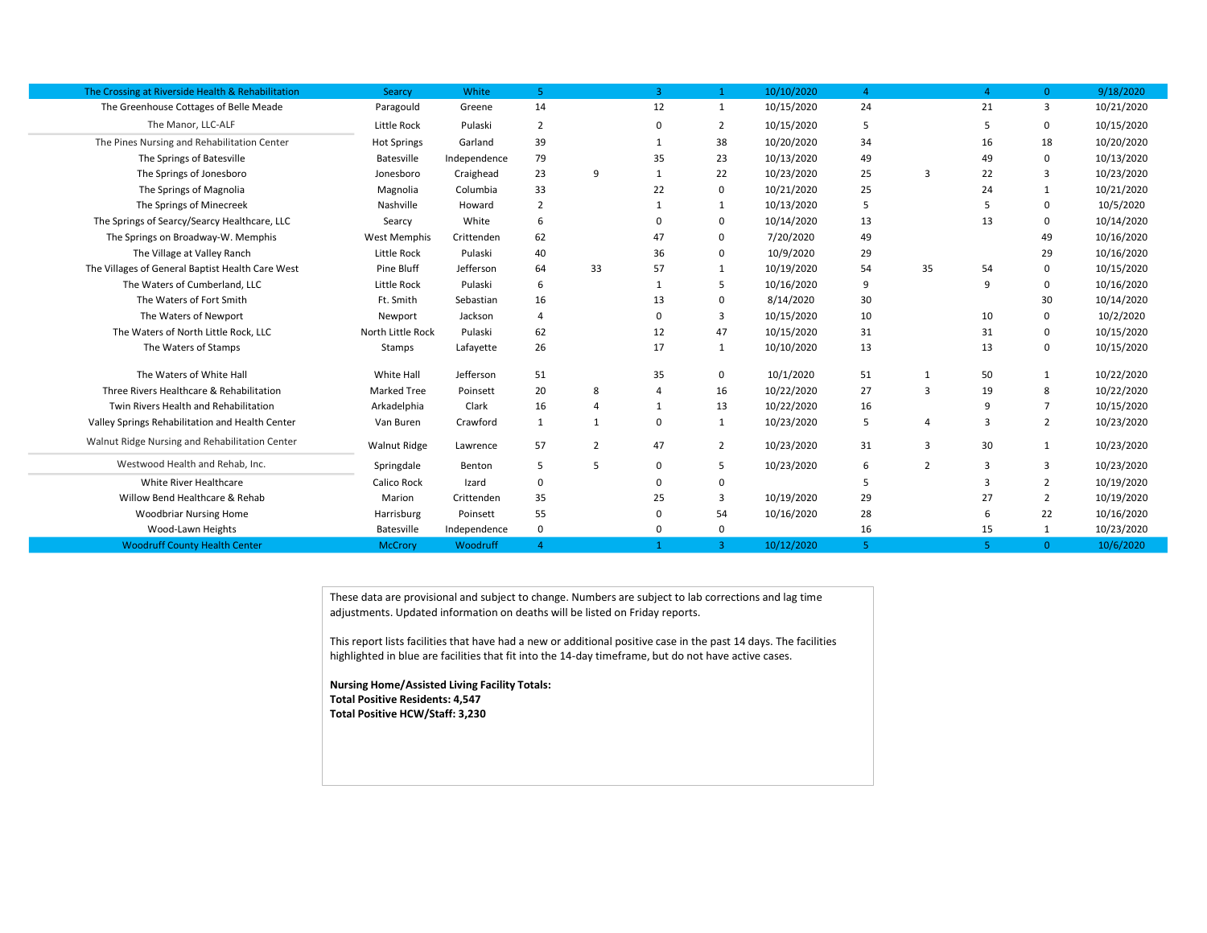| | | | | | | | | | | | | |
|---|---|---|---|---|---|---|---|---|---|---|---|---|
| The Crossing at Riverside Health & Rehabilitation | Searcy | White | 5 | | 3 | 1 | 10/10/2020 | 4 | | 4 | 0 | 9/18/2020 |
| The Greenhouse Cottages of Belle Meade | Paragould | Greene | 14 | | 12 | 1 | 10/15/2020 | 24 | | 21 | 3 | 10/21/2020 |
| The Manor, LLC-ALF | Little Rock | Pulaski | 2 | | 0 | 2 | 10/15/2020 | 5 | | 5 | 0 | 10/15/2020 |
| The Pines Nursing and Rehabilitation Center | Hot Springs | Garland | 39 | | 1 | 38 | 10/20/2020 | 34 | | 16 | 18 | 10/20/2020 |
| The Springs of Batesville | Batesville | Independence | 79 | | 35 | 23 | 10/13/2020 | 49 | | 49 | 0 | 10/13/2020 |
| The Springs of Jonesboro | Jonesboro | Craighead | 23 | 9 | 1 | 22 | 10/23/2020 | 25 | 3 | 22 | 3 | 10/23/2020 |
| The Springs of Magnolia | Magnolia | Columbia | 33 | | 22 | 0 | 10/21/2020 | 25 | | 24 | 1 | 10/21/2020 |
| The Springs of Minecreek | Nashville | Howard | 2 | | 1 | 1 | 10/13/2020 | 5 | | 5 | 0 | 10/5/2020 |
| The Springs of Searcy/Searcy Healthcare, LLC | Searcy | White | 6 | | 0 | 0 | 10/14/2020 | 13 | | 13 | 0 | 10/14/2020 |
| The Springs on Broadway-W. Memphis | West Memphis | Crittenden | 62 | | 47 | 0 | 7/20/2020 | 49 | | | 49 | 10/16/2020 |
| The Village at Valley Ranch | Little Rock | Pulaski | 40 | | 36 | 0 | 10/9/2020 | 29 | | | 29 | 10/16/2020 |
| The Villages of General Baptist Health Care West | Pine Bluff | Jefferson | 64 | 33 | 57 | 1 | 10/19/2020 | 54 | 35 | 54 | 0 | 10/15/2020 |
| The Waters of Cumberland, LLC | Little Rock | Pulaski | 6 | | 1 | 5 | 10/16/2020 | 9 | | 9 | 0 | 10/16/2020 |
| The Waters of Fort Smith | Ft. Smith | Sebastian | 16 | | 13 | 0 | 8/14/2020 | 30 | | | 30 | 10/14/2020 |
| The Waters of Newport | Newport | Jackson | 4 | | 0 | 3 | 10/15/2020 | 10 | | 10 | 0 | 10/2/2020 |
| The Waters of North Little Rock, LLC | North Little Rock | Pulaski | 62 | | 12 | 47 | 10/15/2020 | 31 | | 31 | 0 | 10/15/2020 |
| The Waters of Stamps | Stamps | Lafayette | 26 | | 17 | 1 | 10/10/2020 | 13 | | 13 | 0 | 10/15/2020 |
| The Waters of White Hall | White Hall | Jefferson | 51 | | 35 | 0 | 10/1/2020 | 51 | 1 | 50 | 1 | 10/22/2020 |
| Three Rivers Healthcare & Rehabilitation | Marked Tree | Poinsett | 20 | 8 | 4 | 16 | 10/22/2020 | 27 | 3 | 19 | 8 | 10/22/2020 |
| Twin Rivers Health and Rehabilitation | Arkadelphia | Clark | 16 | 4 | 1 | 13 | 10/22/2020 | 16 | | 9 | 7 | 10/15/2020 |
| Valley Springs Rehabilitation and Health Center | Van Buren | Crawford | 1 | 1 | 0 | 1 | 10/23/2020 | 5 | 4 | 3 | 2 | 10/23/2020 |
| Walnut Ridge Nursing and Rehabilitation Center | Walnut Ridge | Lawrence | 57 | 2 | 47 | 2 | 10/23/2020 | 31 | 3 | 30 | 1 | 10/23/2020 |
| Westwood Health and Rehab, Inc. | Springdale | Benton | 5 | 5 | 0 | 5 | 10/23/2020 | 6 | 2 | 3 | 3 | 10/23/2020 |
| White River Healthcare | Calico Rock | Izard | 0 | | 0 | 0 | | 5 | | 3 | 2 | 10/19/2020 |
| Willow Bend Healthcare & Rehab | Marion | Crittenden | 35 | | 25 | 3 | 10/19/2020 | 29 | | 27 | 2 | 10/19/2020 |
| Woodbriar Nursing Home | Harrisburg | Poinsett | 55 | | 0 | 54 | 10/16/2020 | 28 | | 6 | 22 | 10/16/2020 |
| Wood-Lawn Heights | Batesville | Independence | 0 | | 0 | 0 | | 16 | | 15 | 1 | 10/23/2020 |
| Woodruff County Health Center | McCrory | Woodruff | 4 | | 1 | 3 | 10/12/2020 | 5 | | 5 | 0 | 10/6/2020 |

These data are provisional and subject to change. Numbers are subject to lab corrections and lag time adjustments. Updated information on deaths will be listed on Friday reports.

This report lists facilities that have had a new or additional positive case in the past 14 days. The facilities highlighted in blue are facilities that fit into the 14-day timeframe, but do not have active cases.

**Nursing Home/Assisted Living Facility Totals:**
**Total Positive Residents: 4,547**
**Total Positive HCW/Staff: 3,230**